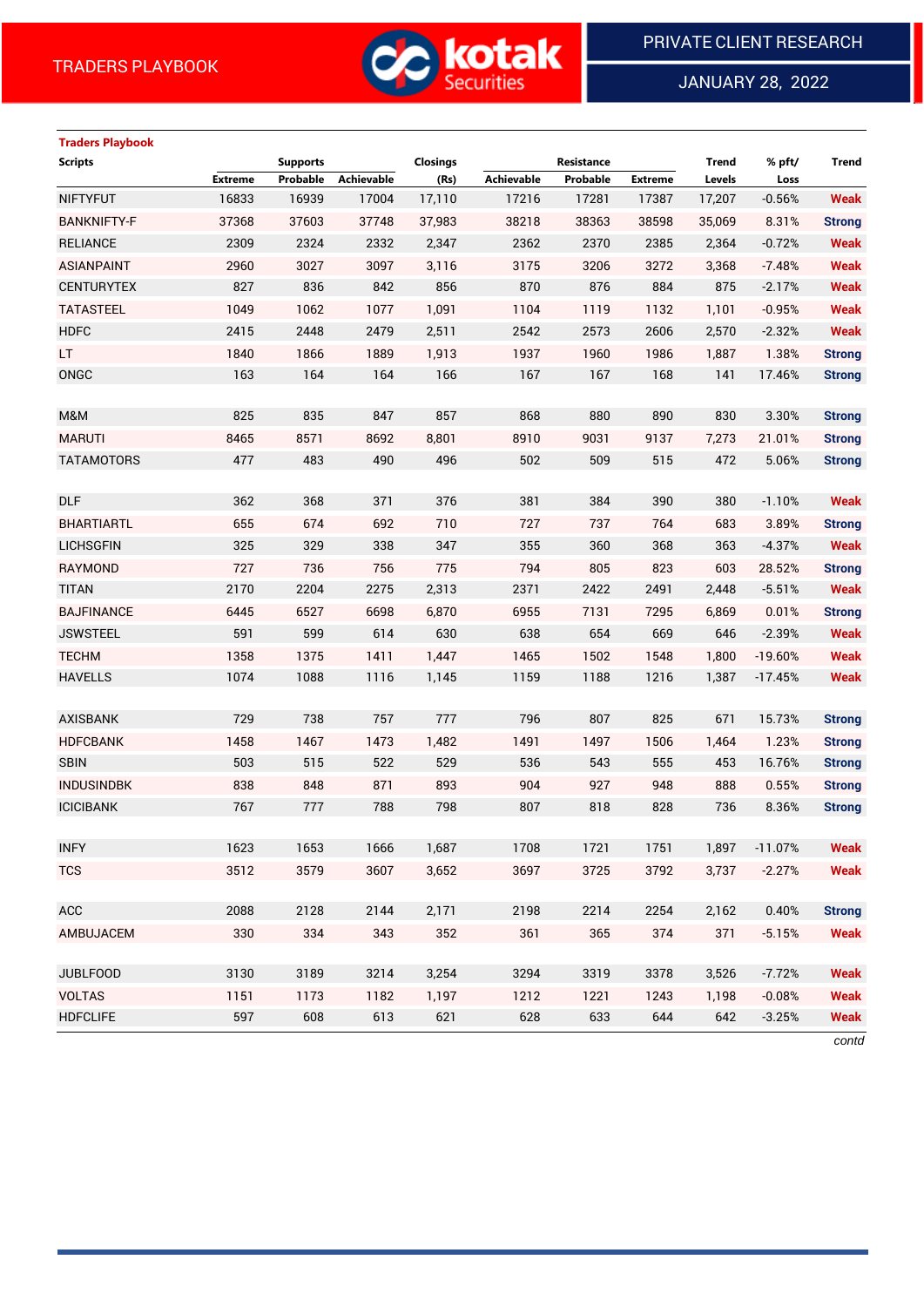TRADERS PLAYBOOK

PRIVATE CLIENT RESEARCH

JANUARY 28, 2022

**Traders Playbook**

| Scripts | Supports | | | Closings | Resistance | | | Trend | % pft/ | Trend |
|---|---|---|---|---|---|---|---|---|---|---|
| | Extreme | Probable | Achievable | (Rs) | Achievable | Probable | Extreme | Levels | Loss | |
| NIFTYFUT | 16833 | 16939 | 17004 | 17,110 | 17216 | 17281 | 17387 | 17,207 | -0.56% | Weak |
| BANKNIFTY-F | 37368 | 37603 | 37748 | 37,983 | 38218 | 38363 | 38598 | 35,069 | 8.31% | Strong |
| RELIANCE | 2309 | 2324 | 2332 | 2,347 | 2362 | 2370 | 2385 | 2,364 | -0.72% | Weak |
| ASIANPAINT | 2960 | 3027 | 3097 | 3,116 | 3175 | 3206 | 3272 | 3,368 | -7.48% | Weak |
| CENTURYTEX | 827 | 836 | 842 | 856 | 870 | 876 | 884 | 875 | -2.17% | Weak |
| TATASTEEL | 1049 | 1062 | 1077 | 1,091 | 1104 | 1119 | 1132 | 1,101 | -0.95% | Weak |
| HDFC | 2415 | 2448 | 2479 | 2,511 | 2542 | 2573 | 2606 | 2,570 | -2.32% | Weak |
| LT | 1840 | 1866 | 1889 | 1,913 | 1937 | 1960 | 1986 | 1,887 | 1.38% | Strong |
| ONGC | 163 | 164 | 164 | 166 | 167 | 167 | 168 | 141 | 17.46% | Strong |
| | | | | | | | | | | |
| M&M | 825 | 835 | 847 | 857 | 868 | 880 | 890 | 830 | 3.30% | Strong |
| MARUTI | 8465 | 8571 | 8692 | 8,801 | 8910 | 9031 | 9137 | 7,273 | 21.01% | Strong |
| TATAMOTORS | 477 | 483 | 490 | 496 | 502 | 509 | 515 | 472 | 5.06% | Strong |
| | | | | | | | | | | |
| DLF | 362 | 368 | 371 | 376 | 381 | 384 | 390 | 380 | -1.10% | Weak |
| BHARTIARTL | 655 | 674 | 692 | 710 | 727 | 737 | 764 | 683 | 3.89% | Strong |
| LICHSGFIN | 325 | 329 | 338 | 347 | 355 | 360 | 368 | 363 | -4.37% | Weak |
| RAYMOND | 727 | 736 | 756 | 775 | 794 | 805 | 823 | 603 | 28.52% | Strong |
| TITAN | 2170 | 2204 | 2275 | 2,313 | 2371 | 2422 | 2491 | 2,448 | -5.51% | Weak |
| BAJFINANCE | 6445 | 6527 | 6698 | 6,870 | 6955 | 7131 | 7295 | 6,869 | 0.01% | Strong |
| JSWSTEEL | 591 | 599 | 614 | 630 | 638 | 654 | 669 | 646 | -2.39% | Weak |
| TECHM | 1358 | 1375 | 1411 | 1,447 | 1465 | 1502 | 1548 | 1,800 | -19.60% | Weak |
| HAVELLS | 1074 | 1088 | 1116 | 1,145 | 1159 | 1188 | 1216 | 1,387 | -17.45% | Weak |
| | | | | | | | | | | |
| AXISBANK | 729 | 738 | 757 | 777 | 796 | 807 | 825 | 671 | 15.73% | Strong |
| HDFCBANK | 1458 | 1467 | 1473 | 1,482 | 1491 | 1497 | 1506 | 1,464 | 1.23% | Strong |
| SBIN | 503 | 515 | 522 | 529 | 536 | 543 | 555 | 453 | 16.76% | Strong |
| INDUSINDBK | 838 | 848 | 871 | 893 | 904 | 927 | 948 | 888 | 0.55% | Strong |
| ICICIBANK | 767 | 777 | 788 | 798 | 807 | 818 | 828 | 736 | 8.36% | Strong |
| | | | | | | | | | | |
| INFY | 1623 | 1653 | 1666 | 1,687 | 1708 | 1721 | 1751 | 1,897 | -11.07% | Weak |
| TCS | 3512 | 3579 | 3607 | 3,652 | 3697 | 3725 | 3792 | 3,737 | -2.27% | Weak |
| | | | | | | | | | | |
| ACC | 2088 | 2128 | 2144 | 2,171 | 2198 | 2214 | 2254 | 2,162 | 0.40% | Strong |
| AMBUJACEM | 330 | 334 | 343 | 352 | 361 | 365 | 374 | 371 | -5.15% | Weak |
| | | | | | | | | | | |
| JUBLFOOD | 3130 | 3189 | 3214 | 3,254 | 3294 | 3319 | 3378 | 3,526 | -7.72% | Weak |
| VOLTAS | 1151 | 1173 | 1182 | 1,197 | 1212 | 1221 | 1243 | 1,198 | -0.08% | Weak |
| HDFCLIFE | 597 | 608 | 613 | 621 | 628 | 633 | 644 | 642 | -3.25% | Weak |

*contd*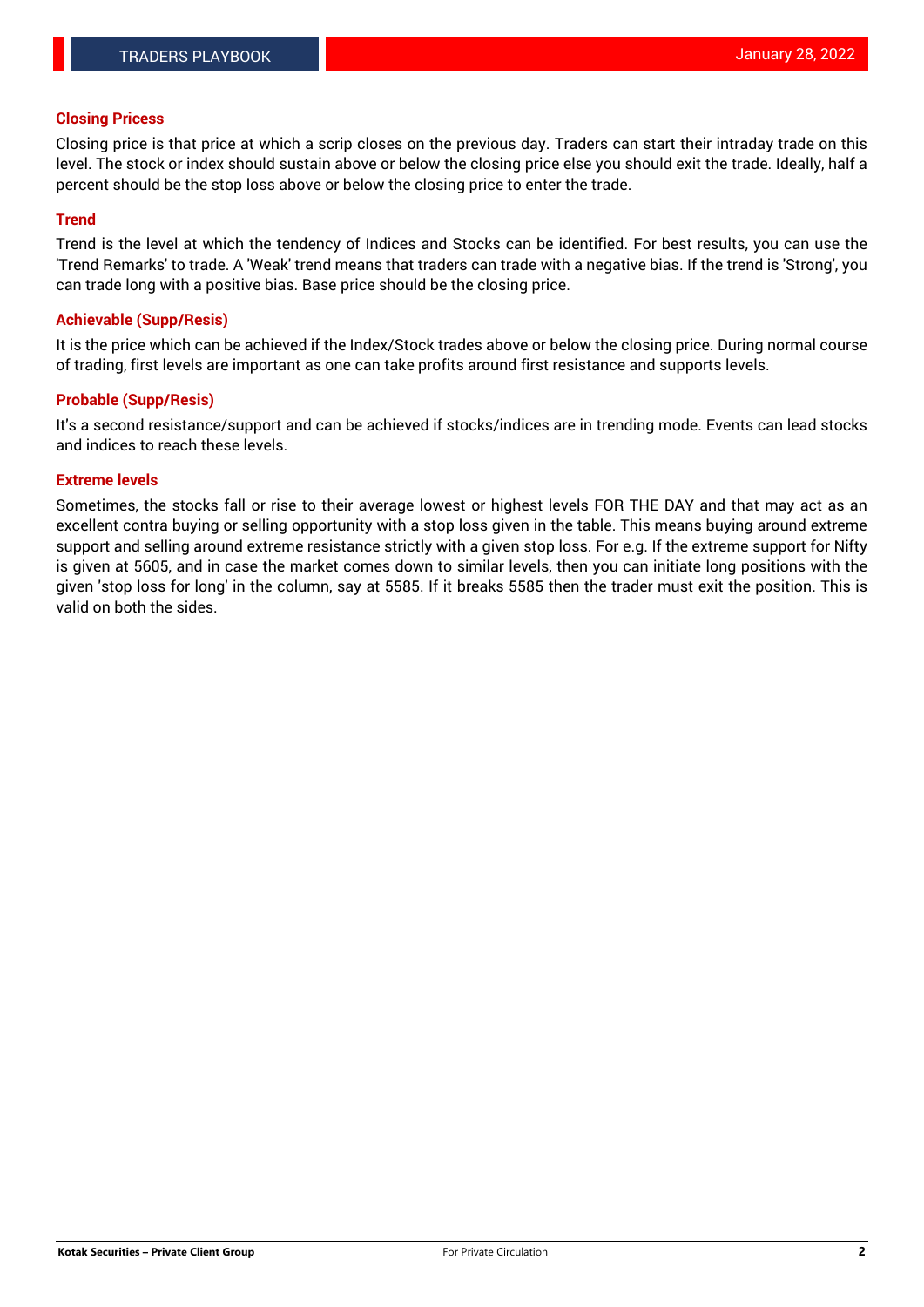### Closing Pricess

Closing price is that price at which a scrip closes on the previous day. Traders can start their intraday trade on this level. The stock or index should sustain above or below the closing price else you should exit the trade. Ideally, half a percent should be the stop loss above or below the closing price to enter the trade.

### Trend

Trend is the level at which the tendency of Indices and Stocks can be identified. For best results, you can use the 'Trend Remarks' to trade. A 'Weak' trend means that traders can trade with a negative bias. If the trend is 'Strong', you can trade long with a positive bias. Base price should be the closing price.

### Achievable (Supp/Resis)

It is the price which can be achieved if the Index/Stock trades above or below the closing price. During normal course of trading, first levels are important as one can take profits around first resistance and supports levels.

### Probable (Supp/Resis)

It's a second resistance/support and can be achieved if stocks/indices are in trending mode. Events can lead stocks and indices to reach these levels.

### Extreme levels

Sometimes, the stocks fall or rise to their average lowest or highest levels FOR THE DAY and that may act as an excellent contra buying or selling opportunity with a stop loss given in the table. This means buying around extreme support and selling around extreme resistance strictly with a given stop loss. For e.g. If the extreme support for Nifty is given at 5605, and in case the market comes down to similar levels, then you can initiate long positions with the given 'stop loss for long' in the column, say at 5585. If it breaks 5585 then the trader must exit the position. This is valid on both the sides.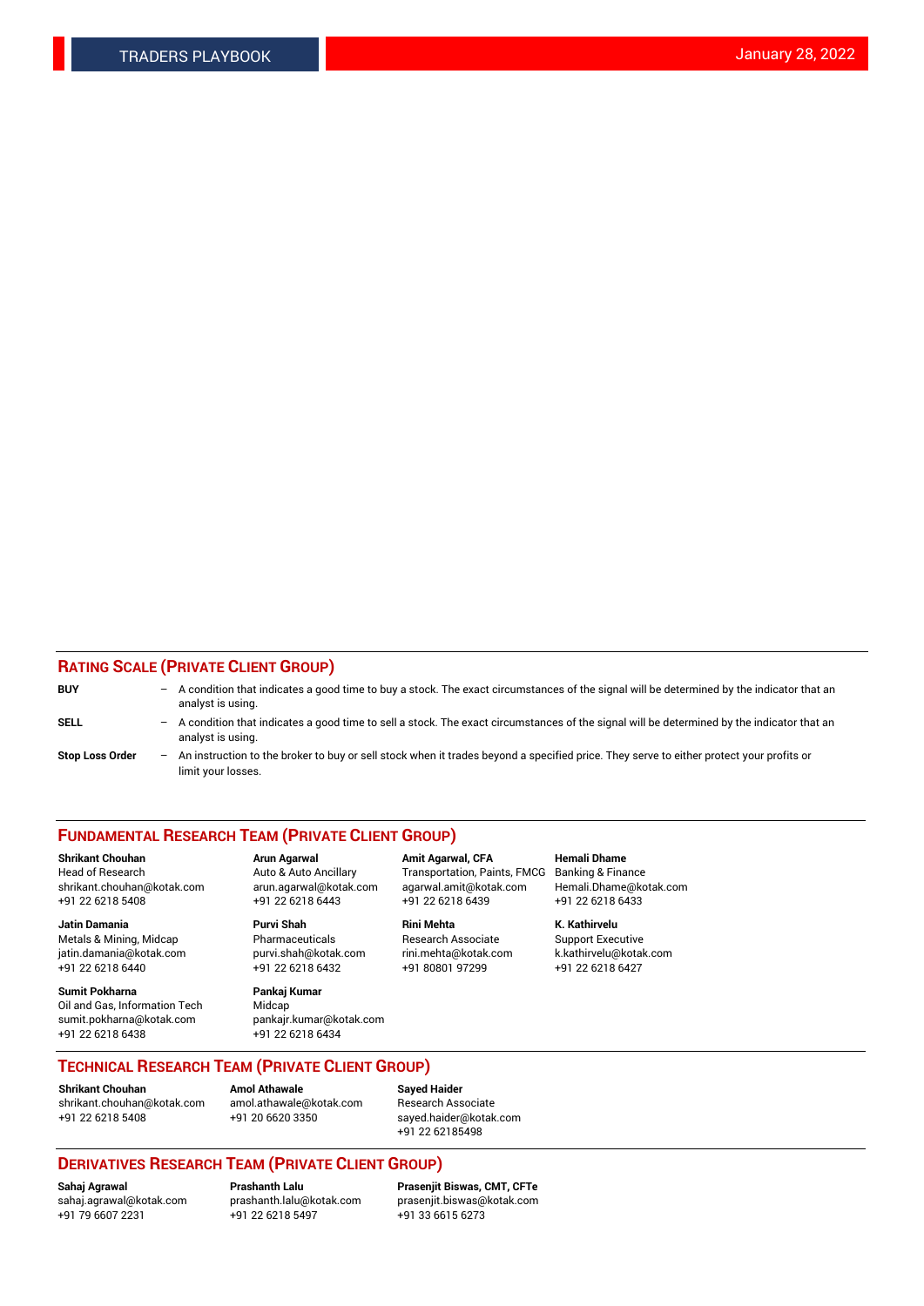## RATING SCALE (PRIVATE CLIENT GROUP)

**BUY** – A condition that indicates a good time to buy a stock. The exact circumstances of the signal will be determined by the indicator that an analyst is using.

**SELL** – A condition that indicates a good time to sell a stock. The exact circumstances of the signal will be determined by the indicator that an analyst is using.

**Stop Loss Order** – An instruction to the broker to buy or sell stock when it trades beyond a specified price. They serve to either protect your profits or limit your losses.

## FUNDAMENTAL RESEARCH TEAM (PRIVATE CLIENT GROUP)

**Shrikant Chouhan**
Head of Research
shrikant.chouhan@kotak.com
+91 22 6218 5408

**Arun Agarwal**
Auto & Auto Ancillary
arun.agarwal@kotak.com
+91 22 6218 6443

**Amit Agarwal, CFA**
Transportation, Paints, FMCG
agarwal.amit@kotak.com
+91 22 6218 6439

**Hemali Dhame**
Banking & Finance
Hemali.Dhame@kotak.com
+91 22 6218 6433

**Jatin Damania**
Metals & Mining, Midcap
jatin.damania@kotak.com
+91 22 6218 6440

**Purvi Shah**
Pharmaceuticals
purvi.shah@kotak.com
+91 22 6218 6432

**Rini Mehta**
Research Associate
rini.mehta@kotak.com
+91 80801 97299

**K. Kathirvelu**
Support Executive
k.kathirvelu@kotak.com
+91 22 6218 6427

**Sumit Pokharna**
Oil and Gas, Information Tech
sumit.pokharna@kotak.com
+91 22 6218 6438

**Pankaj Kumar**
Midcap
pankajr.kumar@kotak.com
+91 22 6218 6434

## TECHNICAL RESEARCH TEAM (PRIVATE CLIENT GROUP)

**Shrikant Chouhan**
shrikant.chouhan@kotak.com
+91 22 6218 5408

**Amol Athawale**
amol.athawale@kotak.com
+91 20 6620 3350

**Sayed Haider**
Research Associate
sayed.haider@kotak.com
+91 22 62185498

## DERIVATIVES RESEARCH TEAM (PRIVATE CLIENT GROUP)

**Sahaj Agrawal**
sahaj.agrawal@kotak.com
+91 79 6607 2231

**Prashanth Lalu**
prashanth.lalu@kotak.com
+91 22 6218 5497

**Prasenjit Biswas, CMT, CFTe**
prasenjit.biswas@kotak.com
+91 33 6615 6273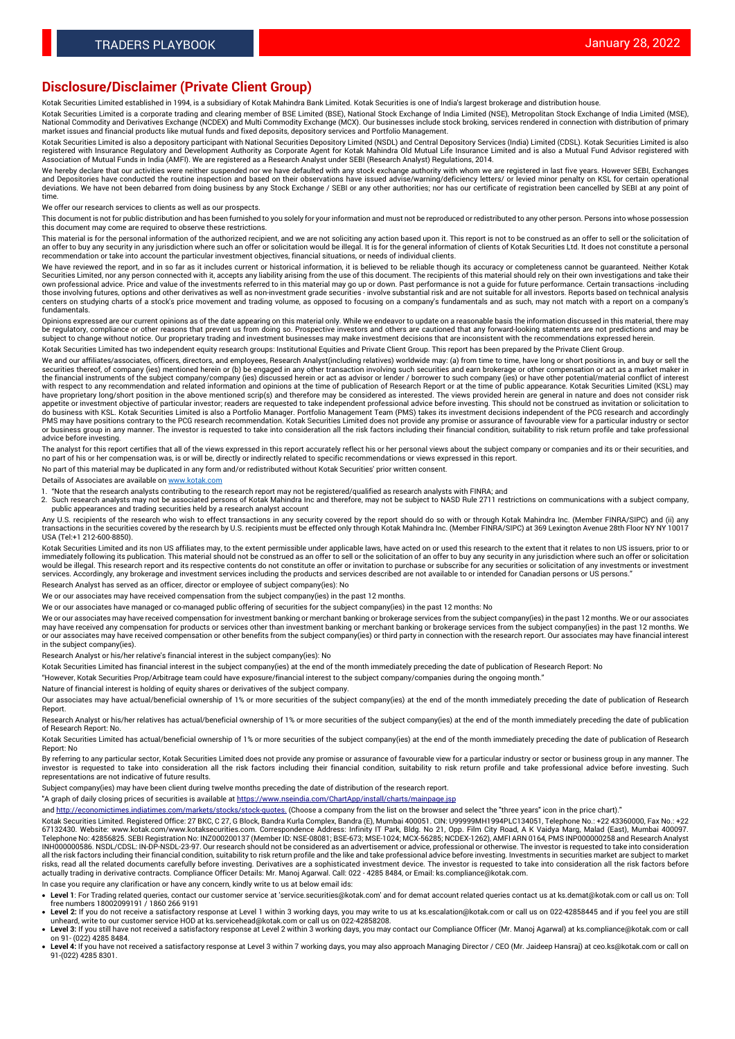# Disclosure/Disclaimer (Private Client Group)

Kotak Securities Limited established in 1994, is a subsidiary of Kotak Mahindra Bank Limited. Kotak Securities is one of India's largest brokerage and distribution house.

Kotak Securities Limited is a corporate trading and clearing member of BSE Limited (BSE), National Stock Exchange of India Limited (NSE), Metropolitan Stock Exchange of India Limited (MSE), National Commodity and Derivatives Exchange (NCDEX) and Multi Commodity Exchange (MCX). Our businesses include stock broking, services rendered in connection with distribution of primary market issues and financial products like mutual funds and fixed deposits, depository services and Portfolio Management.

Kotak Securities Limited is also a depository participant with National Securities Depository Limited (NSDL) and Central Depository Services (India) Limited (CDSL). Kotak Securities Limited is also registered with Insurance Regulatory and Development Authority as Corporate Agent for Kotak Mahindra Old Mutual Life Insurance Limited and is also a Mutual Fund Advisor registered with Association of Mutual Funds in India (AMFI). We are registered as a Research Analyst under SEBI (Research Analyst) Regulations, 2014.

We hereby declare that our activities were neither suspended nor we have defaulted with any stock exchange authority with whom we are registered in last five years. However SEBI, Exchanges and Depositories have conducted the routine inspection and based on their observations have issued advise/warning/deficiency letters/ or levied minor penalty on KSL for certain operational deviations. We have not been debarred from doing business by any Stock Exchange / SEBI or any other authorities; nor has our certificate of registration been cancelled by SEBI at any point of time.

We offer our research services to clients as well as our prospects.

This document is not for public distribution and has been furnished to you solely for your information and must not be reproduced or redistributed to any other person. Persons into whose possession this document may come are required to observe these restrictions.

This material is for the personal information of the authorized recipient, and we are not soliciting any action based upon it. This report is not to be construed as an offer to sell or the solicitation of an offer to buy any security in any jurisdiction where such an offer or solicitation would be illegal. It is for the general information of clients of Kotak Securities Ltd. It does not constitute a personal recommendation or take into account the particular investment objectives, financial situations, or needs of individual clients.

We have reviewed the report, and in so far as it includes current or historical information, it is believed to be reliable though its accuracy or completeness cannot be guaranteed. Neither Kotak Securities Limited, nor any person connected with it, accepts any liability arising from the use of this document. The recipients of this material should rely on their own investigations and take their own professional advice. Price and value of the investments referred to in this material may go up or down. Past performance is not a guide for future performance. Certain transactions -including those involving futures, options and other derivatives as well as non-investment grade securities - involve substantial risk and are not suitable for all investors. Reports based on technical analysis centers on studying charts of a stock's price movement and trading volume, as opposed to focusing on a company's fundamentals and as such, may not match with a report on a company's fundamentals.

Opinions expressed are our current opinions as of the date appearing on this material only. While we endeavor to update on a reasonable basis the information discussed in this material, there may be regulatory, compliance or other reasons that prevent us from doing so. Prospective investors and others are cautioned that any forward-looking statements are not predictions and may be subject to change without notice. Our proprietary trading and investment businesses may make investment decisions that are inconsistent with the recommendations expressed herein.

Kotak Securities Limited has two independent equity research groups: Institutional Equities and Private Client Group. This report has been prepared by the Private Client Group.

We and our affiliates/associates, officers, directors, and employees, Research Analyst(including relatives) worldwide may: (a) from time to time, have long or short positions in, and buy or sell the securities thereof, of company (ies) mentioned herein or (b) be engaged in any other transaction involving such securities and earn brokerage or other compensation or act as a market maker in the financial instruments of the subject company/company (ies) discussed herein or act as advisor or lender / borrower to such company (ies) or have other potential/material conflict of interest with respect to any recommendation and related information and opinions at the time of publication of Research Report or at the time of public appearance. Kotak Securities Limited (KSL) may have proprietary long/short position in the above mentioned scrip(s) and therefore may be considered as interested. The views provided herein are general in nature and does not consider risk appetite or investment objective of particular investor; readers are requested to take independent professional advice before investing. This should not be construed as invitation or solicitation to do business with KSL. Kotak Securities Limited is also a Portfolio Manager. Portfolio Management Team (PMS) takes its investment decisions independent of the PCG research and accordingly PMS may have positions contrary to the PCG research recommendation. Kotak Securities Limited does not provide any promise or assurance of favourable view for a particular industry or sector or business group in any manner. The investor is requested to take into consideration all the risk factors including their financial condition, suitability to risk return profile and take professional advice before investing.

The analyst for this report certifies that all of the views expressed in this report accurately reflect his or her personal views about the subject company or companies and its or their securities, and no part of his or her compensation was, is or will be, directly or indirectly related to specific recommendations or views expressed in this report.

No part of this material may be duplicated in any form and/or redistributed without Kotak Securities' prior written consent.

Details of Associates are available on www.kotak.com

1. "Note that the research analysts contributing to the research report may not be registered/qualified as research analysts with FINRA; and
2. Such research analysts may not be associated persons of Kotak Mahindra Inc and therefore, may not be subject to NASD Rule 2711 restrictions on communications with a subject company, public appearances and trading securities held by a research analyst account

Any U.S. recipients of the research who wish to effect transactions in any security covered by the report should do so with or through Kotak Mahindra Inc. (Member FINRA/SIPC) and (ii) any transactions in the securities covered by the research by U.S. recipients must be effected only through Kotak Mahindra Inc. (Member FINRA/SIPC) at 369 Lexington Avenue 28th Floor NY NY 10017 USA (Tel:+1 212-600-8850).

Kotak Securities Limited and its non US affiliates may, to the extent permissible under applicable laws, have acted on or used this research to the extent that it relates to non US issuers, prior to or immediately following its publication. This material should not be construed as an offer to sell or the solicitation of an offer to buy any security in any jurisdiction where such an offer or solicitation would be illegal. This research report and its respective contents do not constitute an offer or invitation to purchase or subscribe for any securities or solicitation of any investments or investment services. Accordingly, any brokerage and investment services including the products and services described are not available to or intended for Canadian persons or US persons."

Research Analyst has served as an officer, director or employee of subject company(ies): No

We or our associates may have received compensation from the subject company(ies) in the past 12 months.

We or our associates have managed or co-managed public offering of securities for the subject company(ies) in the past 12 months: No

We or our associates may have received compensation for investment banking or merchant banking or brokerage services from the subject company(ies) in the past 12 months. We or our associates may have received any compensation for products or services other than investment banking or merchant banking or brokerage services from the subject company(ies) in the past 12 months. We or our associates may have received compensation or other benefits from the subject company(ies) or third party in connection with the research report. Our associates may have financial interest in the subject company(ies).

Research Analyst or his/her relative's financial interest in the subject company(ies): No

Kotak Securities Limited has financial interest in the subject company(ies) at the end of the month immediately preceding the date of publication of Research Report: No

"However, Kotak Securities Prop/Arbitrage team could have exposure/financial interest to the subject company/companies during the ongoing month."

Nature of financial interest is holding of equity shares or derivatives of the subject company.

Our associates may have actual/beneficial ownership of 1% or more securities of the subject company(ies) at the end of the month immediately preceding the date of publication of Research Report.

Research Analyst or his/her relatives has actual/beneficial ownership of 1% or more securities of the subject company(ies) at the end of the month immediately preceding the date of publication of Research Report: No.

Kotak Securities Limited has actual/beneficial ownership of 1% or more securities of the subject company(ies) at the end of the month immediately preceding the date of publication of Research Report: No

By referring to any particular sector, Kotak Securities Limited does not provide any promise or assurance of favourable view for a particular industry or sector or business group in any manner. The investor is requested to take into consideration all the risk factors including their financial condition, suitability to risk return profile and take professional advice before investing. Such representations are not indicative of future results.

Subject company(ies) may have been client during twelve months preceding the date of distribution of the research report.

"A graph of daily closing prices of securities is available at https://www.nseindia.com/ChartApp/install/charts/mainpage.jsp

and http://economictimes.indiatimes.com/markets/stocks/stock-quotes. (Choose a company from the list on the browser and select the "three years" icon in the price chart)."

Kotak Securities Limited. Registered Office: 27 BKC, C 27, G Block, Bandra Kurla Complex, Bandra (E), Mumbai 400051. CIN: U99999MH1994PLC134051, Telephone No.: +22 43360000, Fax No.: +22 67132430. Website: www.kotak.com/www.kotaksecurities.com. Correspondence Address: Infinity IT Park, Bldg. No 21, Opp. Film City Road, A K Vaidya Marg, Malad (East), Mumbai 400097. Telephone No: 42856825. SEBI Registration No: INZ000200137 (Member ID: NSE-08081; BSE-673; MSE-1024; MCX-56285; NCDEX-1262), AMFI ARN 0164, PMS INP000000258 and Research Analyst INH000000586. NSDL/CDSL: IN-DP-NSDL-23-97. Our research should not be considered as an advertisement or advice, professional or otherwise. The investor is requested to take into consideration all the risk factors including their financial condition, suitability to risk return profile and the like and take professional advice before investing. Investments in securities market are subject to market risks, read all the related documents carefully before investing. Derivatives are a sophisticated investment device. The investor is requested to take into consideration all the risk factors before actually trading in derivative contracts. Compliance Officer Details: Mr. Manoj Agarwal. Call: 022 - 4285 8484, or Email: ks.compliance@kotak.com.

In case you require any clarification or have any concern, kindly write to us at below email ids:

- **Level 1**: For Trading related queries, contact our customer service at 'service.securities@kotak.com' and for demat account related queries contact us at ks.demat@kotak.com or call us on: Toll free numbers 18002099191 / 1860 266 9191
- **Level 2:** If you do not receive a satisfactory response at Level 1 within 3 working days, you may write to us at ks.escalation@kotak.com or call us on 022-42858445 and if you feel you are still unheard, write to our customer service HOD at ks.servicehead@kotak.com or call us on 022-42858208.
- **Level 3:** If you still have not received a satisfactory response at Level 2 within 3 working days, you may contact our Compliance Officer (Mr. Manoj Agarwal) at ks.compliance@kotak.com or call on 91- (022) 4285 8484.
- **Level 4:** If you have not received a satisfactory response at Level 3 within 7 working days, you may also approach Managing Director / CEO (Mr. Jaideep Hansraj) at ceo.ks@kotak.com or call on 91-(022) 4285 8301.